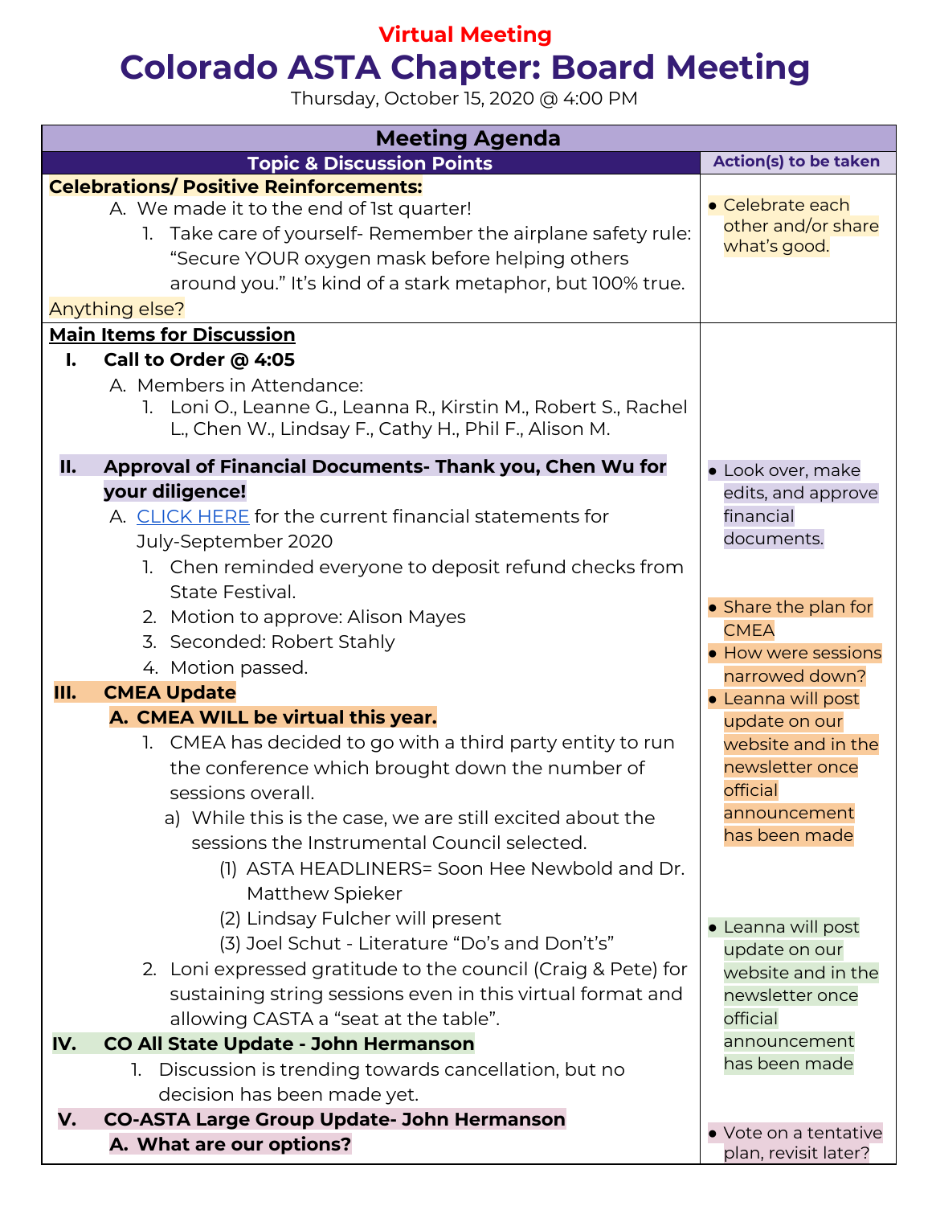Virtual Meeting

# Colorado ASTA Chapter: Board Meeting

Thursday, October 15, 2020 @ 4:00 PM

| Meeting Agenda | |
|---|---|
| **Topic & Discussion Points** | **Action(s) to be taken** |
| **Celebrations/ Positive Reinforcements:**<br>A. We made it to the end of 1st quarter!<br>1. Take care of yourself- Remember the airplane safety rule: "Secure YOUR oxygen mask before helping others around you." It's kind of a stark metaphor, but 100% true.<br>Anything else? | • Celebrate each other and/or share what's good. |
| **Main Items for Discussion**<br>**I. Call to Order @ 4:05**<br>A. Members in Attendance:<br>1. Loni O., Leanne G., Leanna R., Kirstin M., Robert S., Rachel L., Chen W., Lindsay F., Cathy H., Phil F., Alison M.<br><br>**II. Approval of Financial Documents- Thank you, Chen Wu for your diligence!**<br>A. CLICK HERE for the current financial statements for July-September 2020<br>1. Chen reminded everyone to deposit refund checks from State Festival.<br>2. Motion to approve: Alison Mayes<br>3. Seconded: Robert Stahly<br>4. Motion passed.<br>**III. CMEA Update**<br>**A. CMEA WILL be virtual this year.**<br>1. CMEA has decided to go with a third party entity to run the conference which brought down the number of sessions overall.<br>a) While this is the case, we are still excited about the sessions the Instrumental Council selected.<br>(1) ASTA HEADLINERS= Soon Hee Newbold and Dr. Matthew Spieker<br>(2) Lindsay Fulcher will present<br>(3) Joel Schut - Literature "Do's and Don't's"<br>2. Loni expressed gratitude to the council (Craig & Pete) for sustaining string sessions even in this virtual format and allowing CASTA a "seat at the table".<br>**IV. CO All State Update - John Hermanson**<br>1. Discussion is trending towards cancellation, but no decision has been made yet.<br>**V. CO-ASTA Large Group Update- John Hermanson**<br>**A. What are our options?** | • Look over, make edits, and approve financial documents.<br><br>• Share the plan for CMEA<br>• How were sessions narrowed down?<br>• Leanna will post update on our website and in the newsletter once official announcement has been made<br><br>• Leanna will post update on our website and in the newsletter once official announcement has been made<br><br>• Vote on a tentative plan, revisit later? |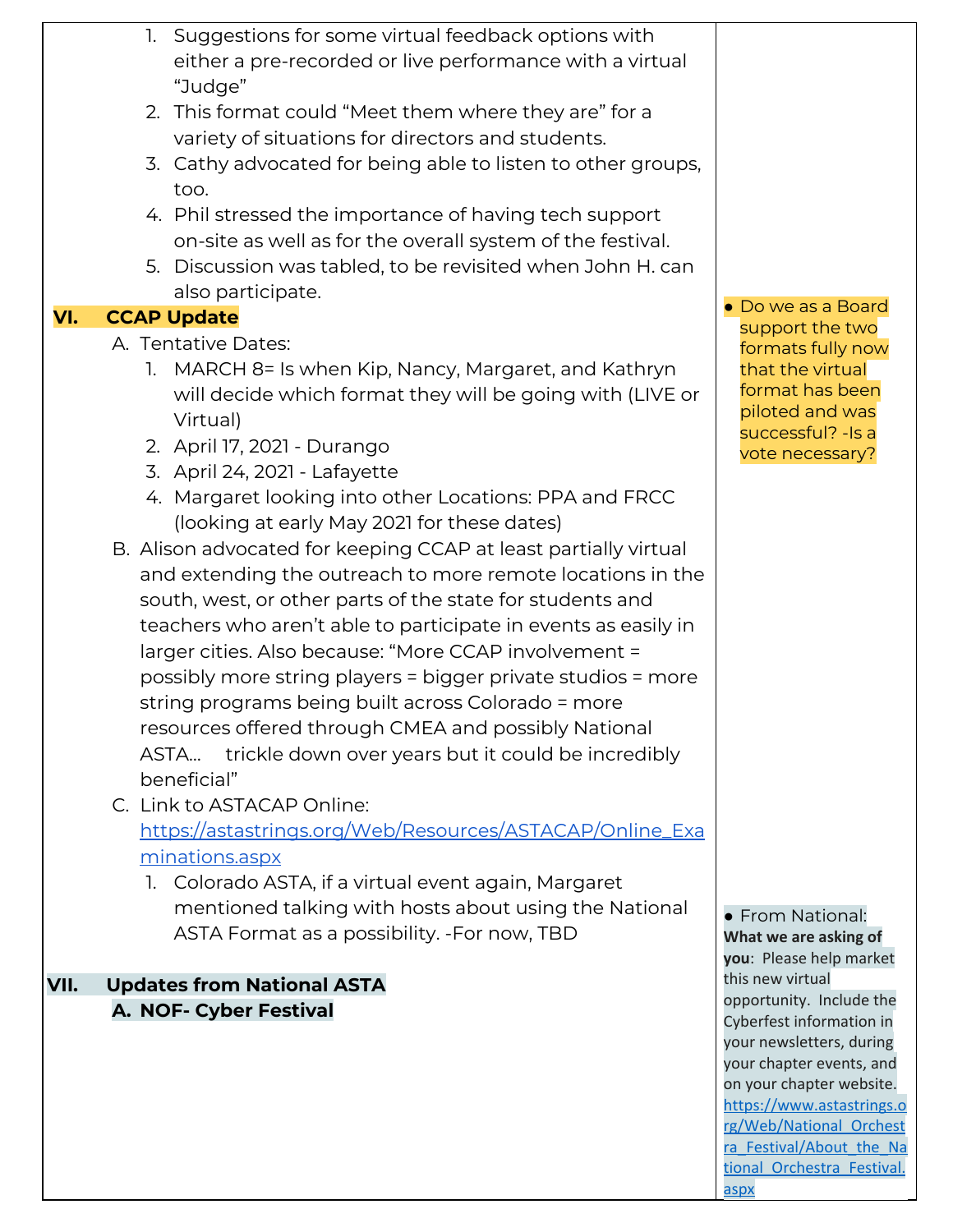1. Suggestions for some virtual feedback options with either a pre-recorded or live performance with a virtual "Judge"
2. This format could "Meet them where they are" for a variety of situations for directors and students.
3. Cathy advocated for being able to listen to other groups, too.
4. Phil stressed the importance of having tech support on-site as well as for the overall system of the festival.
5. Discussion was tabled, to be revisited when John H. can also participate.

## VI. CCAP Update

A. Tentative Dates:
   1. MARCH 8= Is when Kip, Nancy, Margaret, and Kathryn will decide which format they will be going with (LIVE or Virtual)
   2. April 17, 2021 - Durango
   3. April 24, 2021 - Lafayette
   4. Margaret looking into other Locations: PPA and FRCC (looking at early May 2021 for these dates)

B. Alison advocated for keeping CCAP at least partially virtual and extending the outreach to more remote locations in the south, west, or other parts of the state for students and teachers who aren't able to participate in events as easily in larger cities. Also because: "More CCAP involvement = possibly more string players = bigger private studios = more string programs being built across Colorado = more resources offered through CMEA and possibly National ASTA… trickle down over years but it could be incredibly beneficial"

C. Link to ASTACAP Online: https://astastrings.org/Web/Resources/ASTACAP/Online_Examinations.aspx
   1. Colorado ASTA, if a virtual event again, Margaret mentioned talking with hosts about using the National ASTA Format as a possibility. -For now, TBD

- Do we as a Board support the two formats fully now that the virtual format has been piloted and was successful? -Is a vote necessary?

## VII. Updates from National ASTA

**A. NOF- Cyber Festival**

- From National: **What we are asking of you**: Please help market this new virtual opportunity. Include the Cyberfest information in your newsletters, during your chapter events, and on your chapter website. https://www.astastrings.org/Web/National_Orchestra_Festival/About_the_National_Orchestra_Festival.aspx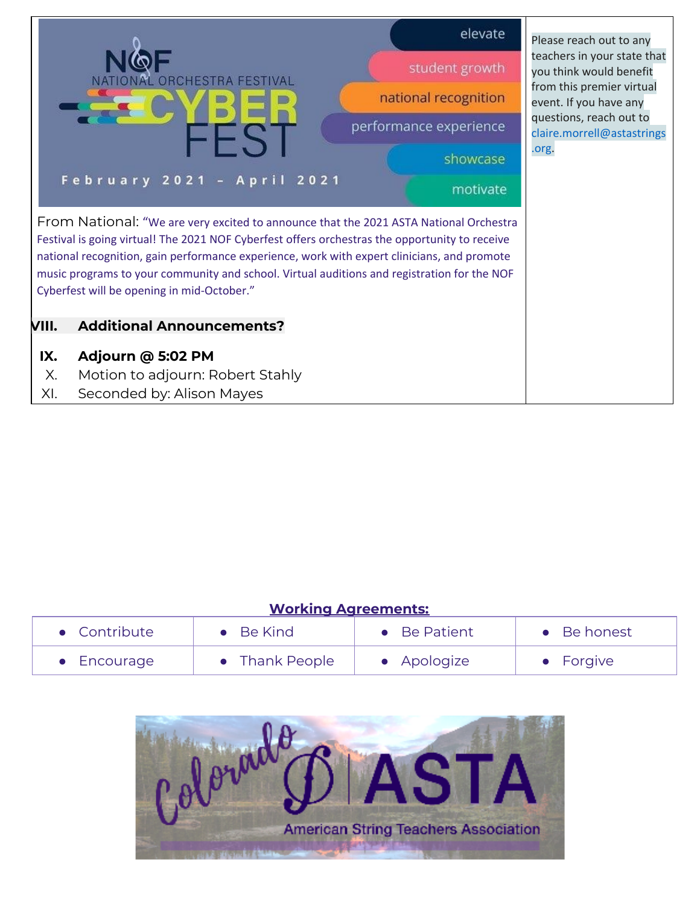From National: "We are very excited to announce that the 2021 ASTA National Orchestra Festival is going virtual! The 2021 NOF Cyberfest offers orchestras the opportunity to receive national recognition, gain performance experience, work with expert clinicians, and promote music programs to your community and school. Virtual auditions and registration for the NOF Cyberfest will be opening in mid-October."

Please reach out to any teachers in your state that you think would benefit from this premier virtual event. If you have any questions, reach out to claire.morrell@astastrings.org.

VIII. **Additional Announcements?**

IX. **Adjourn @ 5:02 PM**

X. Motion to adjourn: Robert Stahly

XI. Seconded by: Alison Mayes

**Working Agreements:**

| | | | |
|---|---|---|---|
| • Contribute | • Be Kind | • Be Patient | • Be honest |
| • Encourage | • Thank People | • Apologize | • Forgive |